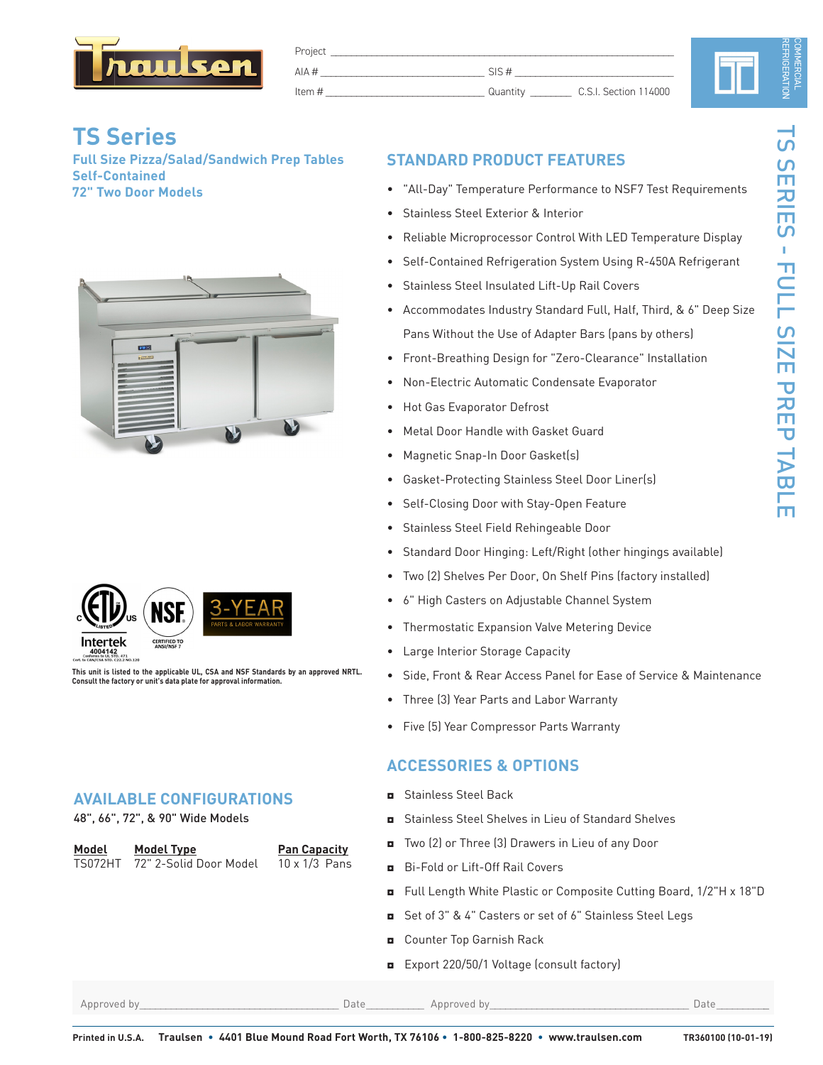Project ______________________________

AIA # ______________ SIS # ______________

Item # ______________ Quantity ________ C.S.I. Section 114000

# TS Series

## Full Size Pizza/Salad/Sandwich Prep Tables
## Self-Contained
## 72" Two Door Models

This unit is listed to the applicable UL, CSA and NSF Standards by an approved NRTL. Consult the factory or unit's data plate for approval information.

## AVAILABLE CONFIGURATIONS

48", 66", 72", & 90" Wide Models

| Model | Model Type | Pan Capacity |
|---|---|---|
| TS072HT | 72" 2-Solid Door Model | 10 x 1/3 Pans |

## STANDARD PRODUCT FEATURES

- "All-Day" Temperature Performance to NSF7 Test Requirements
- Stainless Steel Exterior & Interior
- Reliable Microprocessor Control With LED Temperature Display
- Self-Contained Refrigeration System Using R-450A Refrigerant
- Stainless Steel Insulated Lift-Up Rail Covers
- Accommodates Industry Standard Full, Half, Third, & 6" Deep Size Pans Without the Use of Adapter Bars (pans by others)
- Front-Breathing Design for "Zero-Clearance" Installation
- Non-Electric Automatic Condensate Evaporator
- Hot Gas Evaporator Defrost
- Metal Door Handle with Gasket Guard
- Magnetic Snap-In Door Gasket(s)
- Gasket-Protecting Stainless Steel Door Liner(s)
- Self-Closing Door with Stay-Open Feature
- Stainless Steel Field Rehingeable Door
- Standard Door Hinging: Left/Right (other hingings available)
- Two (2) Shelves Per Door, On Shelf Pins (factory installed)
- 6" High Casters on Adjustable Channel System
- Thermostatic Expansion Valve Metering Device
- Large Interior Storage Capacity
- Side, Front & Rear Access Panel for Ease of Service & Maintenance
- Three (3) Year Parts and Labor Warranty
- Five (5) Year Compressor Parts Warranty

## ACCESSORIES & OPTIONS

- Stainless Steel Back
- Stainless Steel Shelves in Lieu of Standard Shelves
- Two (2) or Three (3) Drawers in Lieu of any Door
- Bi-Fold or Lift-Off Rail Covers
- Full Length White Plastic or Composite Cutting Board, 1/2"H x 18"D
- Set of 3" & 4" Casters or set of 6" Stainless Steel Legs
- Counter Top Garnish Rack
- Export 220/50/1 Voltage (consult factory)

Approved by______________________ Date__________ Approved by______________________ Date__________

Printed in U.S.A. Traulsen • 4401 Blue Mound Road Fort Worth, TX 76106 • 1-800-825-8220 • www.traulsen.com TR360100 (10-01-19)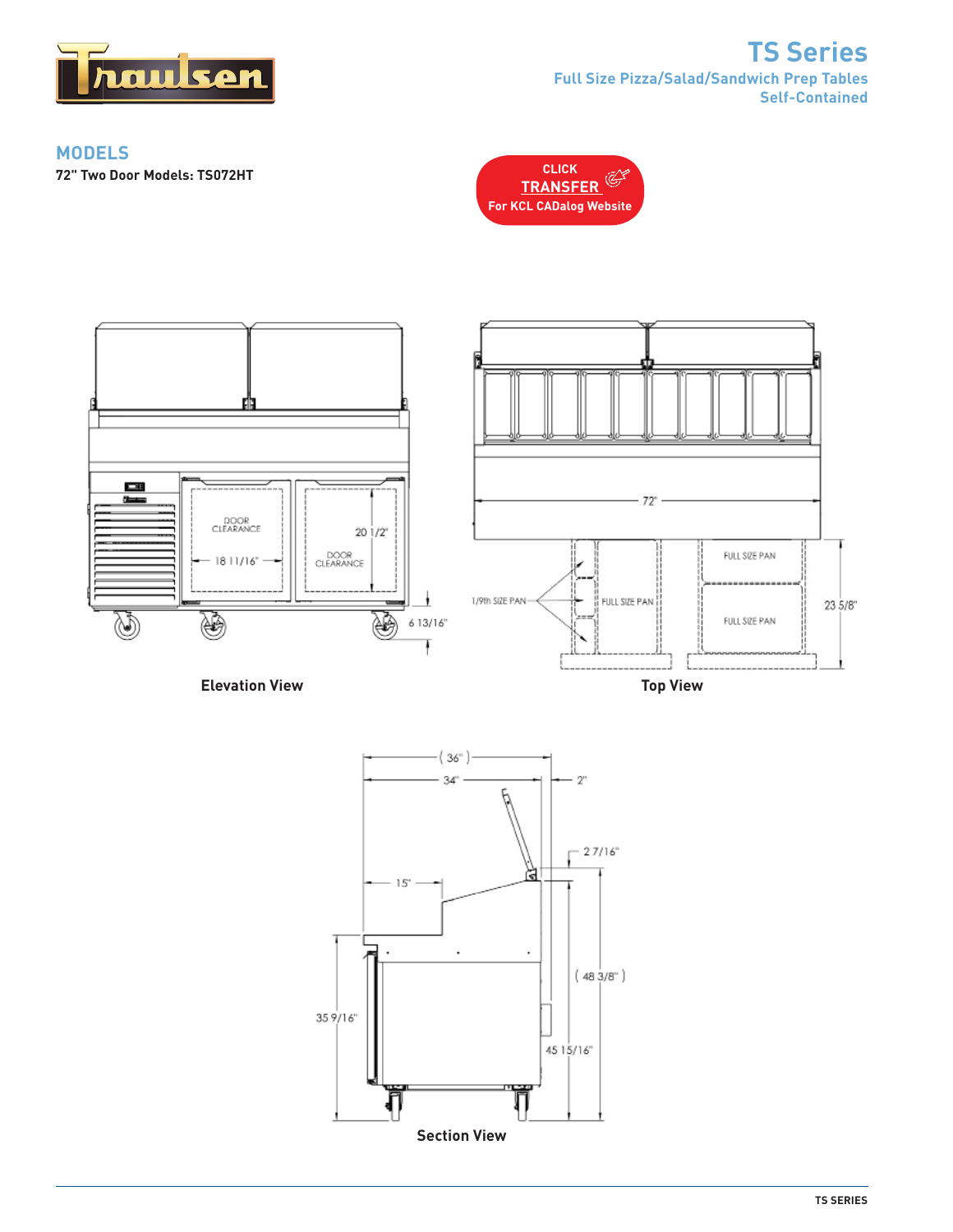# TS Series

## Full Size Pizza/Salad/Sandwich Prep Tables

## Self-Contained

## MODELS

**72" Two Door Models: TS072HT**

CLICK
TRANSFER
For KCL CADalog Website

DOOR CLEARANCE
18 11/16"
20 1/2"
DOOR CLEARANCE
6 13/16"

**Elevation View**

72"
1/9th SIZE PAN
FULL SIZE PAN
FULL SIZE PAN
FULL SIZE PAN
23 5/8"

**Top View**

(36")
34"
2"
2 7/16"
15"
(48 3/8")
35 9/16"
45 15/16"

**Section View**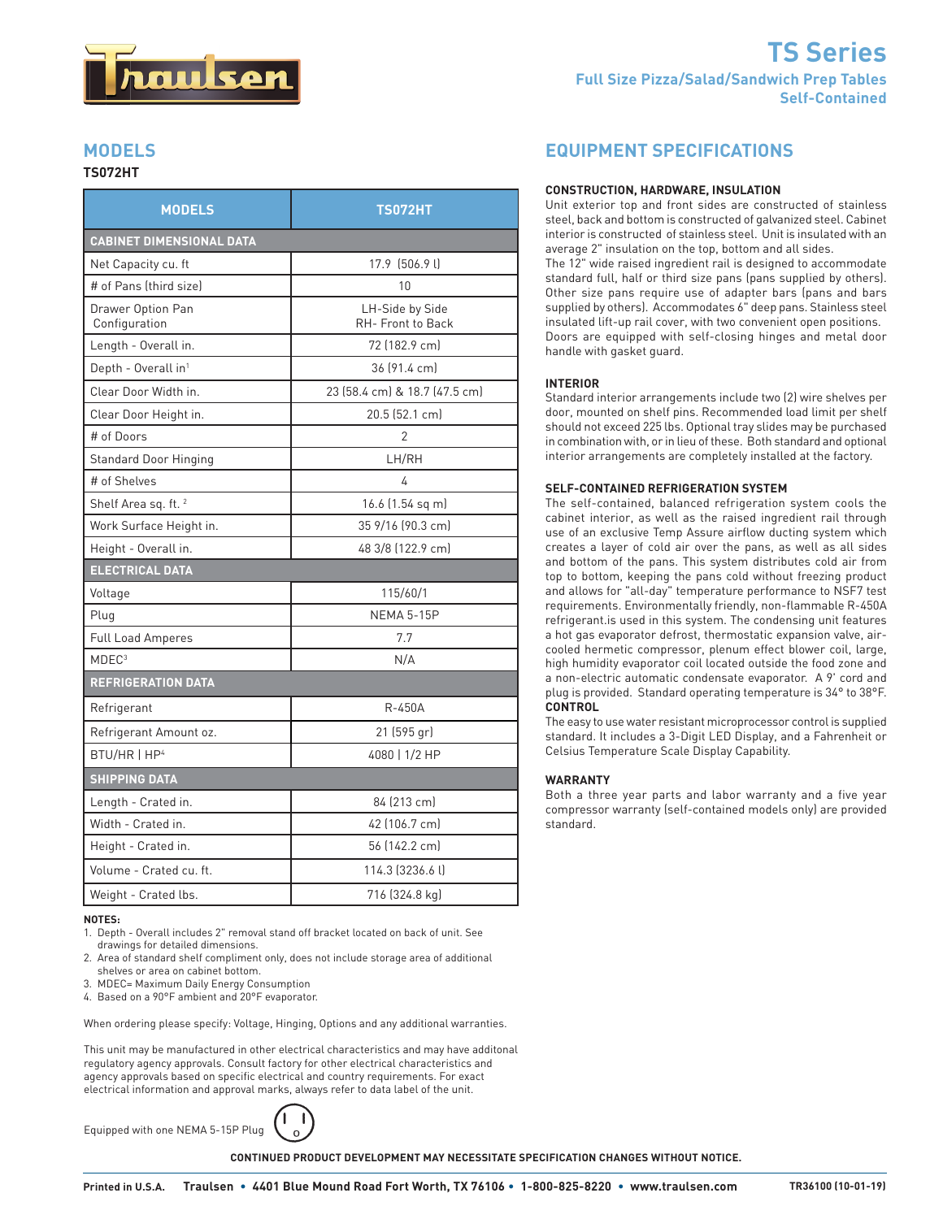# TS Series

**Full Size Pizza/Salad/Sandwich Prep Tables**
**Self-Contained**

## MODELS

**TS072HT**

| MODELS | TS072HT |
|---|---|
| **CABINET DIMENSIONAL DATA** | |
| Net Capacity cu. ft | 17.9 (506.9 l) |
| # of Pans (third size) | 10 |
| Drawer Option Pan Configuration | LH-Side by Side RH- Front to Back |
| Length - Overall in. | 72 (182.9 cm) |
| Depth - Overall in[1] | 36 (91.4 cm) |
| Clear Door Width in. | 23 (58.4 cm) & 18.7 (47.5 cm) |
| Clear Door Height in. | 20.5 (52.1 cm) |
| # of Doors | 2 |
| Standard Door Hinging | LH/RH |
| # of Shelves | 4 |
| Shelf Area sq. ft. [2] | 16.6 (1.54 sq m) |
| Work Surface Height in. | 35 9/16 (90.3 cm) |
| Height - Overall in. | 48 3/8 (122.9 cm) |
| **ELECTRICAL DATA** | |
| Voltage | 115/60/1 |
| Plug | NEMA 5-15P |
| Full Load Amperes | 7.7 |
| MDEC[3] | N/A |
| **REFRIGERATION DATA** | |
| Refrigerant | R-450A |
| Refrigerant Amount oz. | 21 (595 gr) |
| BTU/HR \| HP[4] | 4080 \| 1/2 HP |
| **SHIPPING DATA** | |
| Length - Crated in. | 84 (213 cm) |
| Width - Crated in. | 42 (106.7 cm) |
| Height - Crated in. | 56 (142.2 cm) |
| Volume - Crated cu. ft. | 114.3 (3236.6 l) |
| Weight - Crated lbs. | 716 (324.8 kg) |

**NOTES:**

1. Depth - Overall includes 2" removal stand off bracket located on back of unit. See drawings for detailed dimensions.
2. Area of standard shelf compliment only, does not include storage area of additional shelves or area on cabinet bottom.
3. MDEC= Maximum Daily Energy Consumption
4. Based on a 90°F ambient and 20°F evaporator.

When ordering please specify: Voltage, Hinging, Options and any additional warranties.

This unit may be manufactured in other electrical characteristics and may have additonal regulatory agency approvals. Consult factory for other electrical characteristics and agency approvals based on specific electrical and country requirements. For exact electrical information and approval marks, always refer to data label of the unit.

Equipped with one NEMA 5-15P Plug

## EQUIPMENT SPECIFICATIONS

### CONSTRUCTION, HARDWARE, INSULATION

Unit exterior top and front sides are constructed of stainless steel, back and bottom is constructed of galvanized steel. Cabinet interior is constructed of stainless steel. Unit is insulated with an average 2" insulation on the top, bottom and all sides.
The 12" wide raised ingredient rail is designed to accommodate standard full, half or third size pans (pans supplied by others). Other size pans require use of adapter bars (pans and bars supplied by others). Accommodates 6" deep pans. Stainless steel insulated lift-up rail cover, with two convenient open positions. Doors are equipped with self-closing hinges and metal door handle with gasket guard.

### INTERIOR

Standard interior arrangements include two (2) wire shelves per door, mounted on shelf pins. Recommended load limit per shelf should not exceed 225 lbs. Optional tray slides may be purchased in combination with, or in lieu of these. Both standard and optional interior arrangements are completely installed at the factory.

### SELF-CONTAINED REFRIGERATION SYSTEM

The self-contained, balanced refrigeration system cools the cabinet interior, as well as the raised ingredient rail through use of an exclusive Temp Assure airflow ducting system which creates a layer of cold air over the pans, as well as all sides and bottom of the pans. This system distributes cold air from top to bottom, keeping the pans cold without freezing product and allows for "all-day" temperature performance to NSF7 test requirements. Environmentally friendly, non-flammable R-450A refrigerant.is used in this system. The condensing unit features a hot gas evaporator defrost, thermostatic expansion valve, air-cooled hermetic compressor, plenum effect blower coil, large, high humidity evaporator coil located outside the food zone and a non-electric automatic condensate evaporator. A 9' cord and plug is provided. Standard operating temperature is 34° to 38°F.

### CONTROL

The easy to use water resistant microprocessor control is supplied standard. It includes a 3-Digit LED Display, and a Fahrenheit or Celsius Temperature Scale Display Capability.

### WARRANTY

Both a three year parts and labor warranty and a five year compressor warranty (self-contained models only) are provided standard.

**CONTINUED PRODUCT DEVELOPMENT MAY NECESSITATE SPECIFICATION CHANGES WITHOUT NOTICE.**

**Printed in U.S.A.** **Traulsen • 4401 Blue Mound Road Fort Worth, TX 76106 • 1-800-825-8220 • www.traulsen.com** **TR36100 (10-01-19)**